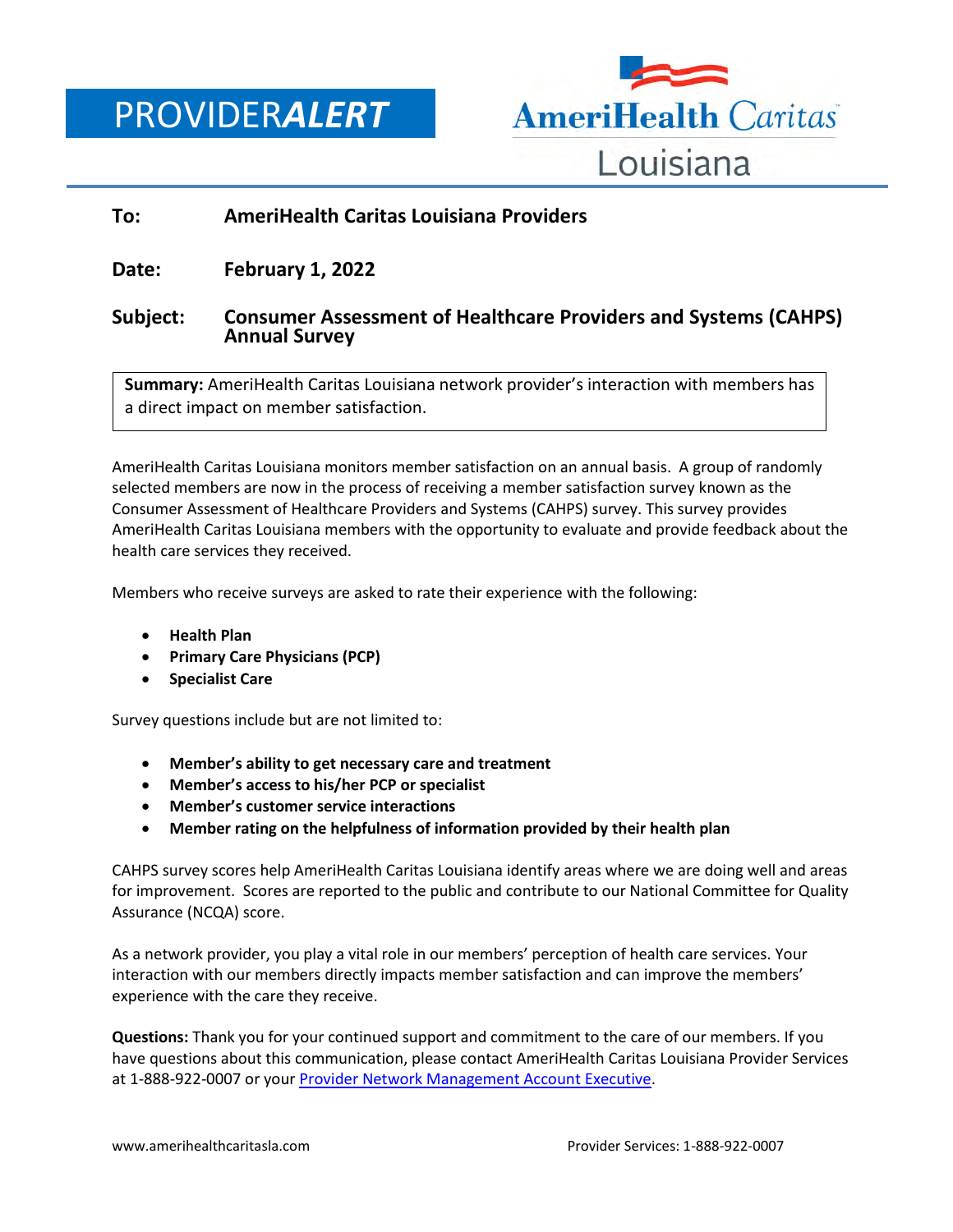# PROVIDER*ALERT*

AmeriHealth Caritas Louisiana

**To:** **AmeriHealth Caritas Louisiana Providers**

**Date:** **February 1, 2022**

**Subject:** **Consumer Assessment of Healthcare Providers and Systems (CAHPS) Annual Survey**

**Summary:** AmeriHealth Caritas Louisiana network provider's interaction with members has a direct impact on member satisfaction.

AmeriHealth Caritas Louisiana monitors member satisfaction on an annual basis. A group of randomly selected members are now in the process of receiving a member satisfaction survey known as the Consumer Assessment of Healthcare Providers and Systems (CAHPS) survey. This survey provides AmeriHealth Caritas Louisiana members with the opportunity to evaluate and provide feedback about the health care services they received.

Members who receive surveys are asked to rate their experience with the following:

- **Health Plan**
- **Primary Care Physicians (PCP)**
- **Specialist Care**

Survey questions include but are not limited to:

- **Member's ability to get necessary care and treatment**
- **Member's access to his/her PCP or specialist**
- **Member's customer service interactions**
- **Member rating on the helpfulness of information provided by their health plan**

CAHPS survey scores help AmeriHealth Caritas Louisiana identify areas where we are doing well and areas for improvement. Scores are reported to the public and contribute to our National Committee for Quality Assurance (NCQA) score.

As a network provider, you play a vital role in our members' perception of health care services. Your interaction with our members directly impacts member satisfaction and can improve the members' experience with the care they receive.

**Questions:** Thank you for your continued support and commitment to the care of our members. If you have questions about this communication, please contact AmeriHealth Caritas Louisiana Provider Services at 1-888-922-0007 or your Provider Network Management Account Executive.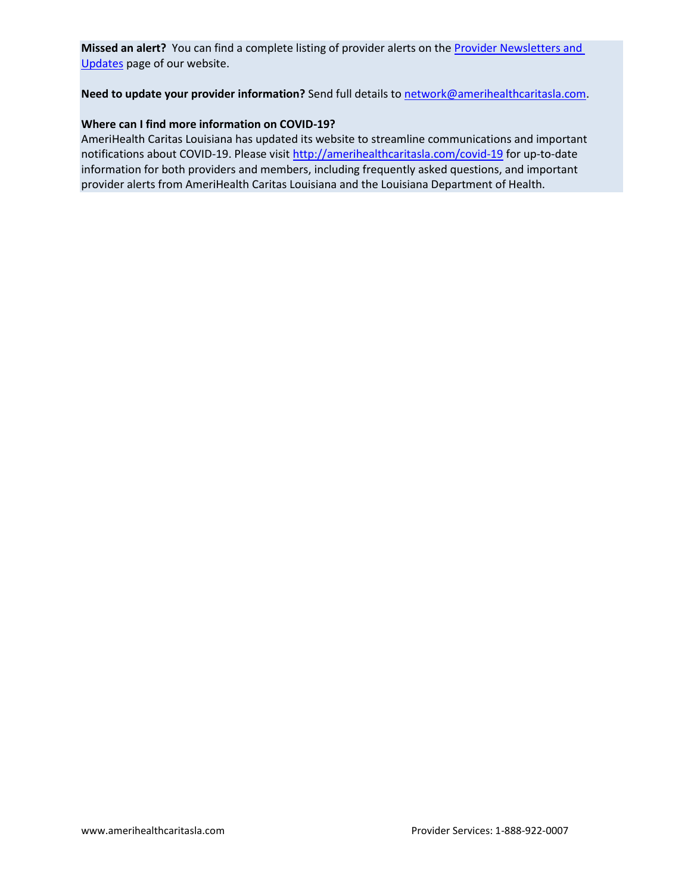**Missed an alert?** You can find a complete listing of provider alerts on the Provider Newsletters and Updates page of our website.

**Need to update your provider information?** Send full details to network@amerihealthcaritasla.com.

**Where can I find more information on COVID-19?**
AmeriHealth Caritas Louisiana has updated its website to streamline communications and important notifications about COVID-19. Please visit http://amerihealthcaritasla.com/covid-19 for up-to-date information for both providers and members, including frequently asked questions, and important provider alerts from AmeriHealth Caritas Louisiana and the Louisiana Department of Health.